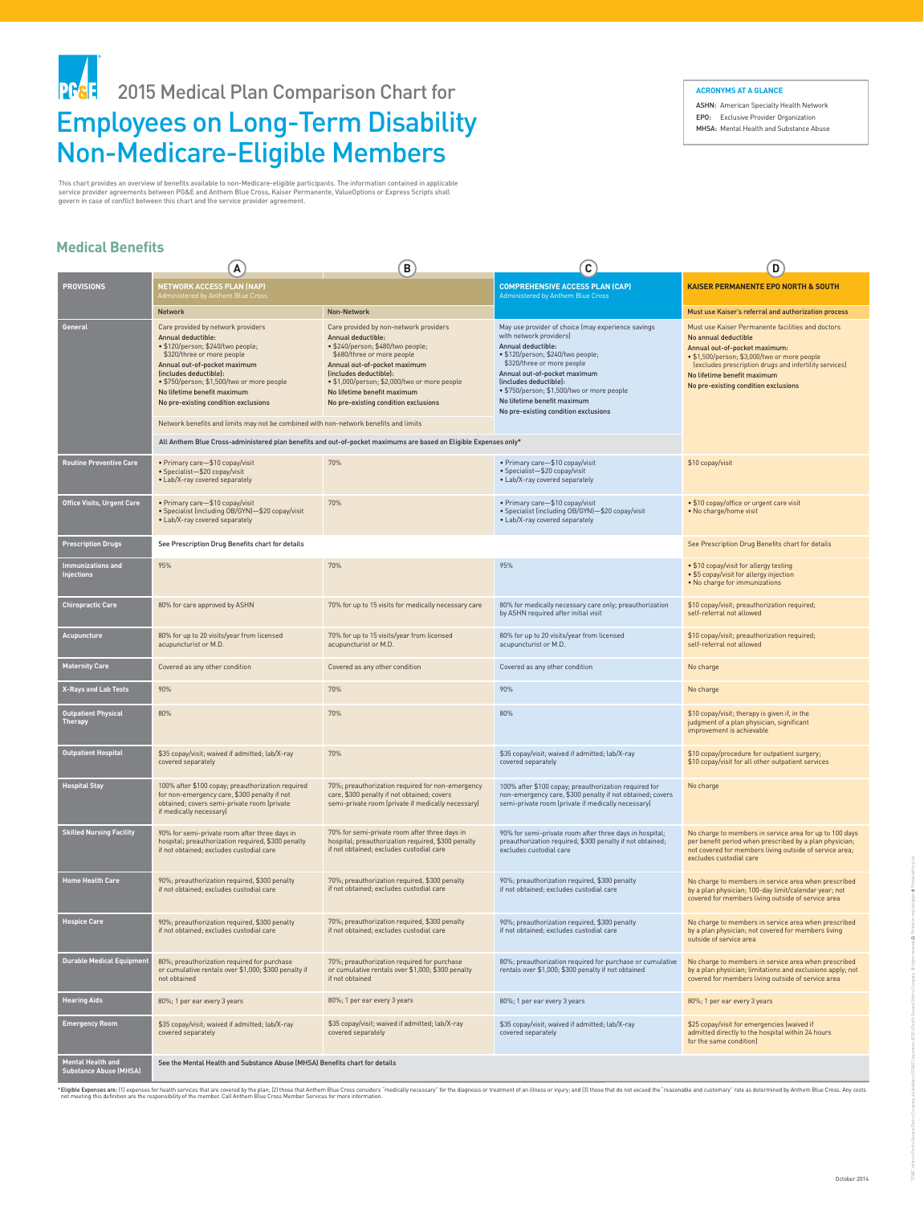# 2015 Medical Plan Comparison Chart for

# Employees on Long-Term Disability Non-Medicare-Eligible Members

**ACRONYMS AT A GLANCE**

- **ASHN:** American Specialty Health Network
- **EPO:** Exclusive Provider Organization
- **MHSA:** Mental Health and Substance Abuse

This chart provides an overview of benefits available to non-Medicare-eligible participants. The information contained in applicable service provider agreements between PG&E and Anthem Blue Cross, Kaiser Permanente, ValueOptions or Express Scripts shall govern in case of conflict between this chart and the service provider agreement.

## Medical Benefits

| | A | B | C | D |
|---|---|---|---|---|
| **PROVISIONS** | **NETWORK ACCESS PLAN (NAP)** Administered by Anthem Blue Cross | | **COMPREHENSIVE ACCESS PLAN (CAP)** Administered by Anthem Blue Cross | **KAISER PERMANENTE EPO NORTH & SOUTH** |
| | Network | Non-Network | | Must use Kaiser's referral and authorization process |
| **General** | Care provided by network providers<br>**Annual deductible:**<br>• $120/person; $240/two people; $320/three or more people<br>**Annual out-of-pocket maximum (includes deductible):**<br>• $750/person; $1,500/two or more people<br>**No lifetime benefit maximum**<br>**No pre-existing condition exclusions**<br><br>Network benefits and limits may not be combined with non-network benefits and limits<br><br>All Anthem Blue Cross-administered plan benefits and out-of-pocket maximums are based on Eligible Expenses only* | Care provided by non-network providers<br>**Annual deductible:**<br>• $240/person; $480/two people; $680/three or more people<br>**Annual out-of-pocket maximum (includes deductible):**<br>• $1,000/person; $2,000/two or more people<br>**No lifetime benefit maximum**<br>**No pre-existing condition exclusions** | May use provider of choice (may experience savings with network providers)<br>**Annual deductible:**<br>• $120/person; $240/two people; $320/three or more people<br>**Annual out-of-pocket maximum (includes deductible):**<br>• $750/person; $1,500/two or more people<br>**No lifetime benefit maximum**<br>**No pre-existing condition exclusions** | Must use Kaiser Permanente facilities and doctors<br>**No annual deductible**<br>**Annual out-of-pocket maximum:**<br>• $1,500/person; $3,000/two or more people (excludes prescription drugs and infertility services)<br>**No lifetime benefit maximum**<br>**No pre-existing condition exclusions** |
| **Routine Preventive Care** | • Primary care—$10 copay/visit<br>• Specialist—$20 copay/visit<br>• Lab/X-ray covered separately | 70% | • Primary care—$10 copay/visit<br>• Specialist—$20 copay/visit<br>• Lab/X-ray covered separately | $10 copay/visit |
| **Office Visits, Urgent Care** | • Primary care—$10 copay/visit<br>• Specialist (including OB/GYN)—$20 copay/visit<br>• Lab/X-ray covered separately | 70% | • Primary care—$10 copay/visit<br>• Specialist (including OB/GYN)—$20 copay/visit<br>• Lab/X-ray covered separately | • $10 copay/office or urgent care visit<br>• No charge/home visit |
| **Prescription Drugs** | See Prescription Drug Benefits chart for details | | | See Prescription Drug Benefits chart for details |
| **Immunizations and Injections** | 95% | 70% | 95% | • $10 copay/visit for allergy testing<br>• $5 copay/visit for allergy injection<br>• No charge for immunizations |
| **Chiropractic Care** | 80% for care approved by ASHN | 70% for up to 15 visits for medically necessary care | 80% for medically necessary care only; preauthorization by ASHN required after initial visit | $10 copay/visit; preauthorization required; self-referral not allowed |
| **Acupuncture** | 80% for up to 20 visits/year from licensed acupuncturist or M.D. | 70% for up to 15 visits/year from licensed acupuncturist or M.D. | 80% for up to 20 visits/year from licensed acupuncturist or M.D. | $10 copay/visit; preauthorization required; self-referral not allowed |
| **Maternity Care** | Covered as any other condition | Covered as any other condition | Covered as any other condition | No charge |
| **X-Rays and Lab Tests** | 90% | 70% | 90% | No charge |
| **Outpatient Physical Therapy** | 80% | 70% | 80% | $10 copay/visit; therapy is given if, in the judgment of a plan physician, significant improvement is achievable |
| **Outpatient Hospital** | $35 copay/visit; waived if admitted; lab/X-ray covered separately | 70% | $35 copay/visit; waived if admitted; lab/X-ray covered separately | $10 copay/procedure for outpatient surgery; $10 copay/visit for all other outpatient services |
| **Hospital Stay** | 100% after $100 copay; preauthorization required for non-emergency care, $300 penalty if not obtained; covers semi-private room (private if medically necessary) | 70%; preauthorization required for non-emergency care, $300 penalty if not obtained; covers semi-private room (private if medically necessary) | 100% after $100 copay; preauthorization required for non-emergency care, $300 penalty if not obtained; covers semi-private room (private if medically necessary) | No charge |
| **Skilled Nursing Facility** | 90% for semi-private room after three days in hospital; preauthorization required, $300 penalty if not obtained; excludes custodial care | 70% for semi-private room after three days in hospital; preauthorization required, $300 penalty if not obtained; excludes custodial care | 90% for semi-private room after three days in hospital; preauthorization required, $300 penalty if not obtained; excludes custodial care | No charge to members in service area for up to 100 days per benefit period when prescribed by a plan physician; not covered for members living outside of service area; excludes custodial care |
| **Home Health Care** | 90%; preauthorization required, $300 penalty if not obtained; excludes custodial care | 70%; preauthorization required, $300 penalty if not obtained; excludes custodial care | 90%; preauthorization required, $300 penalty if not obtained; excludes custodial care | No charge to members in service area when prescribed by a plan physician; 100-day limit/calendar year; not covered for members living outside of service area |
| **Hospice Care** | 90%; preauthorization required, $300 penalty if not obtained; excludes custodial care | 70%; preauthorization required, $300 penalty if not obtained; excludes custodial care | 90%; preauthorization required, $300 penalty if not obtained; excludes custodial care | No charge to members in service area when prescribed by a plan physician; not covered for members living outside of service area |
| **Durable Medical Equipment** | 80%; preauthorization required for purchase or cumulative rentals over $1,000; $300 penalty if not obtained | 70%; preauthorization required for purchase or cumulative rentals over $1,000; $300 penalty if not obtained | 80%; preauthorization required for purchase or cumulative rentals over $1,000; $300 penalty if not obtained | No charge to members in service area when prescribed by a plan physician; limitations and exclusions apply; not covered for members living outside of service area |
| **Hearing Aids** | 80%; 1 per ear every 3 years | 80%; 1 per ear every 3 years | 80%; 1 per ear every 3 years | 80%; 1 per ear every 3 years |
| **Emergency Room** | $35 copay/visit; waived if admitted; lab/X-ray covered separately | $35 copay/visit; waived if admitted; lab/X-ray covered separately | $35 copay/visit; waived if admitted; lab/X-ray covered separately | $25 copay/visit for emergencies (waived if admitted directly to the hospital within 24 hours for the same condition) |
| **Mental Health and Substance Abuse (MHSA)** | See the Mental Health and Substance Abuse (MHSA) Benefits chart for details | | | |

*Eligible Expenses are: (1) expenses for health services that are covered by the plan; (2) those that Anthem Blue Cross considers "medically necessary" for the diagnosis or treatment of an illness or injury; and (3) those that do not exceed the "reasonable and customary" rate as determined by Anthem Blue Cross. Any costs not meeting this definition are the responsibility of the member. Call Anthem Blue Cross Member Services for more information.

October 2014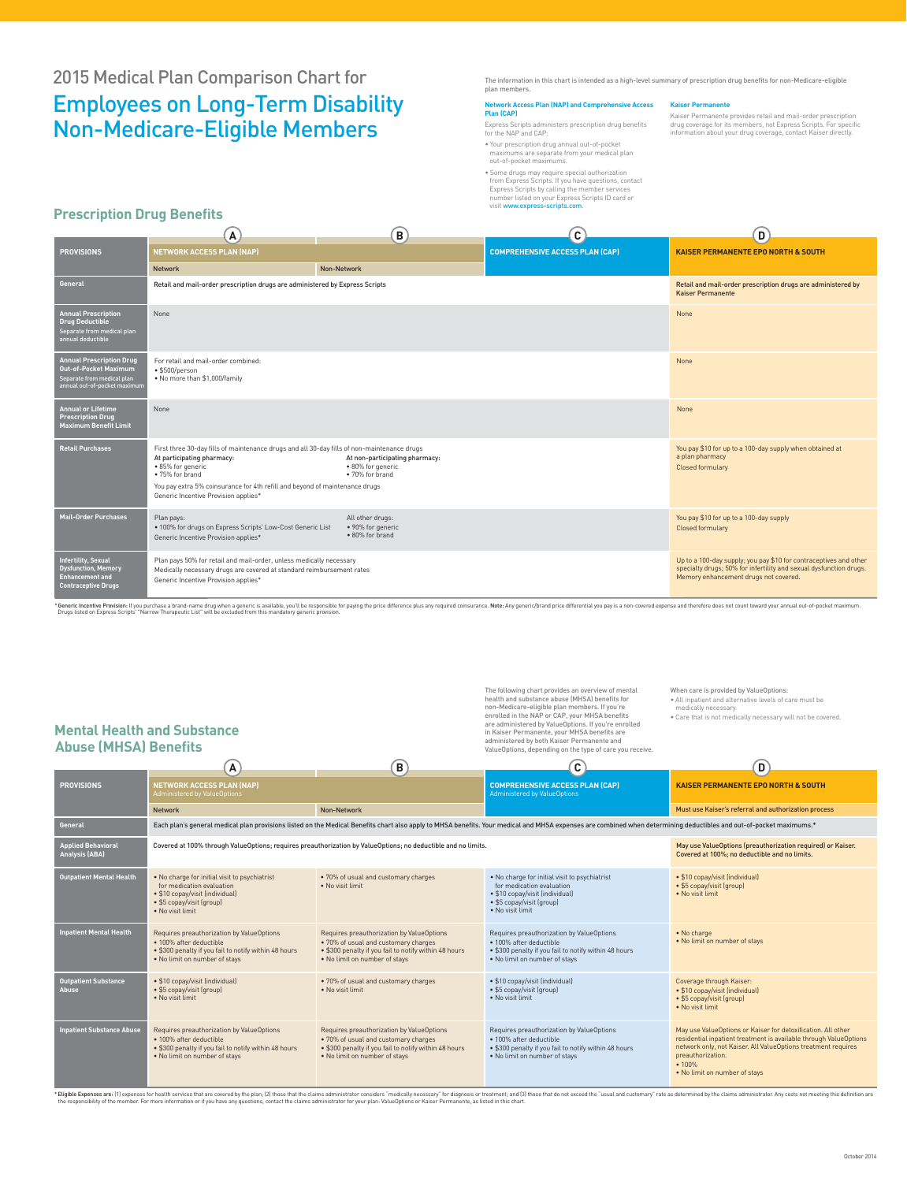2015 Medical Plan Comparison Chart for

# Employees on Long-Term Disability Non-Medicare-Eligible Members

The information in this chart is intended as a high-level summary of prescription drug benefits for non-Medicare-eligible plan members.

**Network Access Plan (NAP) and Comprehensive Access Plan (CAP)**

Express Scripts administers prescription drug benefits for the NAP and CAP:

- Your prescription drug annual out-of-pocket maximums are separate from your medical plan out-of-pocket maximums.
- Some drugs may require special authorization from Express Scripts. If you have questions, contact Express Scripts by calling the member services number listed on your Express Scripts ID card or visit www.express-scripts.com.

**Kaiser Permanente**

Kaiser Permanente provides retail and mail-order prescription drug coverage for its members, not Express Scripts. For specific information about your drug coverage, contact Kaiser directly.

## Prescription Drug Benefits

| PROVISIONS | A: NETWORK ACCESS PLAN (NAP) | B | C: COMPREHENSIVE ACCESS PLAN (CAP) | D: KAISER PERMANENTE EPO NORTH & SOUTH |
|---|---|---|---|---|
| | Network | Non-Network | | |
| General | Retail and mail-order prescription drugs are administered by Express Scripts | | | Retail and mail-order prescription drugs are administered by Kaiser Permanente |
| Annual Prescription Drug Deductible (Separate from medical plan annual deductible) | None | | | None |
| Annual Prescription Drug Out-of-Pocket Maximum (Separate from medical plan annual out-of-pocket maximum) | For retail and mail-order combined: • $500/person • No more than $1,000/family | | | None |
| Annual or Lifetime Prescription Drug Maximum Benefit Limit | None | | | None |
| Retail Purchases | First three 30-day fills of maintenance drugs and all 30-day fills of non-maintenance drugs. At participating pharmacy: • 85% for generic • 75% for brand. At non-participating pharmacy: • 80% for generic • 70% for brand. You pay extra 5% coinsurance for 4th refill and beyond of maintenance drugs. Generic Incentive Provision applies* | | | You pay $10 for up to a 100-day supply when obtained at a plan pharmacy. Closed formulary |
| Mail-Order Purchases | Plan pays: • 100% for drugs on Express Scripts' Low-Cost Generic List. All other drugs: • 90% for generic • 80% for brand. Generic Incentive Provision applies* | | | You pay $10 for up to a 100-day supply. Closed formulary |
| Infertility, Sexual Dysfunction, Memory Enhancement and Contraceptive Drugs | Plan pays 50% for retail and mail-order, unless medically necessary. Medically necessary drugs are covered at standard reimbursement rates. Generic Incentive Provision applies* | | | Up to a 100-day supply; you pay $10 for contraceptives and other specialty drugs; 50% for infertility and sexual dysfunction drugs. Memory enhancement drugs not covered. |

* **Generic Incentive Provision:** If you purchase a brand-name drug when a generic is available, you'll be responsible for paying the price difference plus any required coinsurance. **Note:** Any generic/brand price differential you pay is a non-covered expense and therefore does not count toward your annual out-of-pocket maximum. Drugs listed on Express Scripts' "Narrow Therapeutic List" will be excluded from this mandatory generic provision.

## Mental Health and Substance Abuse (MHSA) Benefits

The following chart provides an overview of mental health and substance abuse (MHSA) benefits for non-Medicare-eligible plan members. If you're enrolled in the NAP or CAP, your MHSA benefits are administered by ValueOptions. If you're enrolled in Kaiser Permanente, your MHSA benefits are administered by both Kaiser Permanente and ValueOptions, depending on the type of care you receive.

When care is provided by ValueOptions:

- All inpatient and alternative levels of care must be medically necessary.
- Care that is not medically necessary will not be covered.

| PROVISIONS | A: NETWORK ACCESS PLAN (NAP) Administered by ValueOptions | B | C: COMPREHENSIVE ACCESS PLAN (CAP) Administered by ValueOptions | D: KAISER PERMANENTE EPO NORTH & SOUTH |
|---|---|---|---|---|
| | Network | Non-Network | | Must use Kaiser's referral and authorization process |
| General | Each plan's general medical plan provisions listed on the Medical Benefits chart also apply to MHSA benefits. Your medical and MHSA expenses are combined when determining deductibles and out-of-pocket maximums.* | | | |
| Applied Behavioral Analysis (ABA) | Covered at 100% through ValueOptions; requires preauthorization by ValueOptions; no deductible and no limits. | | | May use ValueOptions (preauthorization required) or Kaiser. Covered at 100%; no deductible and no limits. |
| Outpatient Mental Health | • No charge for initial visit to psychiatrist for medication evaluation • $10 copay/visit (individual) • $5 copay/visit (group) • No visit limit | • 70% of usual and customary charges • No visit limit | • No charge for initial visit to psychiatrist for medication evaluation • $10 copay/visit (individual) • $5 copay/visit (group) • No visit limit | • $10 copay/visit (individual) • $5 copay/visit (group) • No visit limit |
| Inpatient Mental Health | Requires preauthorization by ValueOptions • 100% after deductible • $300 penalty if you fail to notify within 48 hours • No limit on number of stays | Requires preauthorization by ValueOptions • 70% of usual and customary charges • $300 penalty if you fail to notify within 48 hours • No limit on number of stays | Requires preauthorization by ValueOptions • 100% after deductible • $300 penalty if you fail to notify within 48 hours • No limit on number of stays | • No charge • No limit on number of stays |
| Outpatient Substance Abuse | • $10 copay/visit (individual) • $5 copay/visit (group) • No visit limit | • 70% of usual and customary charges • No visit limit | • $10 copay/visit (individual) • $5 copay/visit (group) • No visit limit | Coverage through Kaiser: • $10 copay/visit (individual) • $5 copay/visit (group) • No visit limit |
| Inpatient Substance Abuse | Requires preauthorization by ValueOptions • 100% after deductible • $300 penalty if you fail to notify within 48 hours • No limit on number of stays | Requires preauthorization by ValueOptions • 70% of usual and customary charges • $300 penalty if you fail to notify within 48 hours • No limit on number of stays | Requires preauthorization by ValueOptions • 100% after deductible • $300 penalty if you fail to notify within 48 hours • No limit on number of stays | May use ValueOptions or Kaiser for detoxification. All other residential inpatient treatment is available through ValueOptions network only, not Kaiser. All ValueOptions treatment requires preauthorization. • 100% • No limit on number of stays |

* **Eligible Expenses are:** (1) expenses for health services that are covered by the plan; (2) those that the claims administrator considers "medically necessary" for diagnosis or treatment, and (3) those that do not exceed the "usual and customary" rate as determined by the claims administrator. Any costs not meeting this definition are the responsibility of the member. For more information or if you have any questions, contact the claims administrator for your plan: ValueOptions or Kaiser Permanente, as listed in this chart.

October 2014